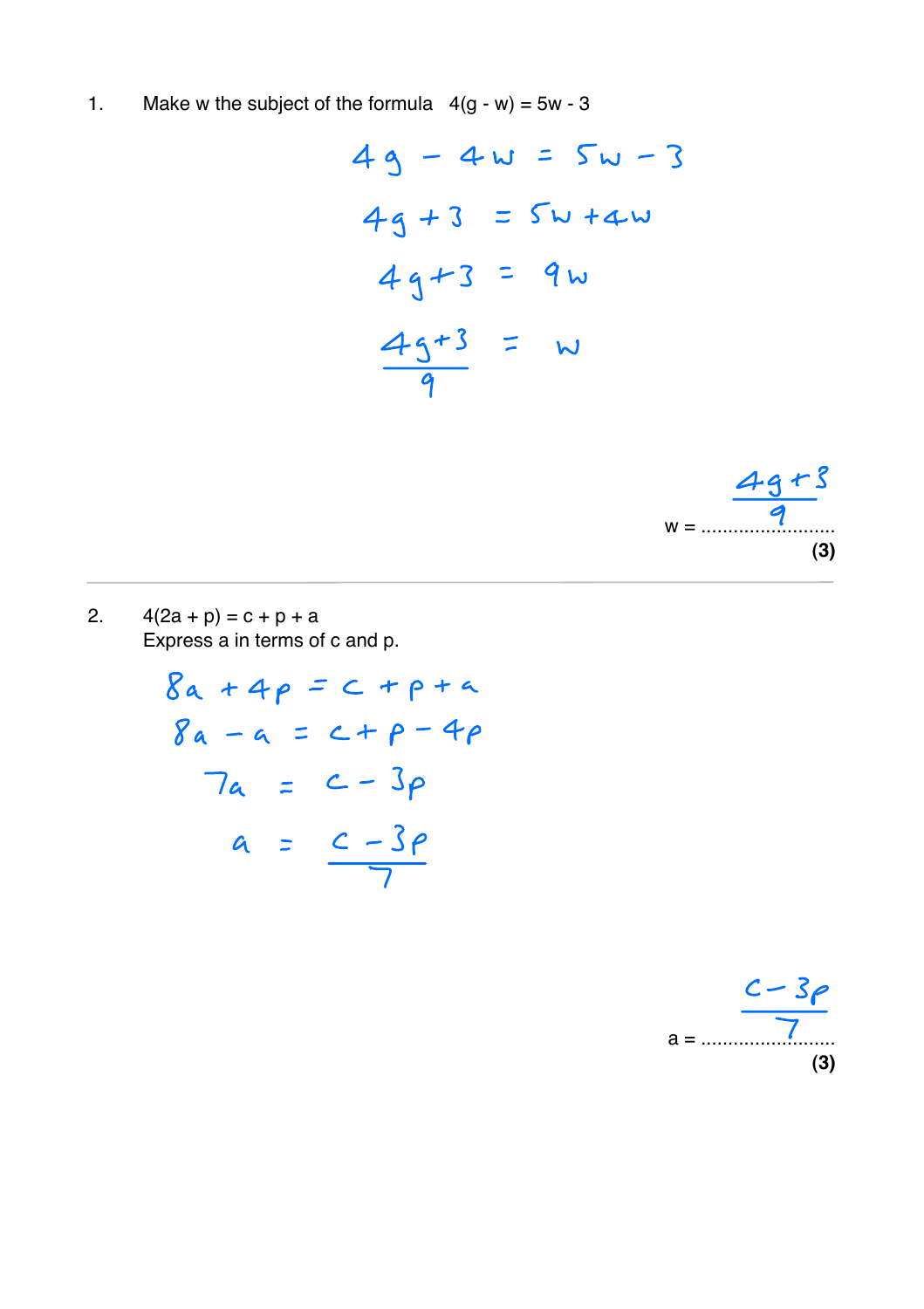1. Make w the subject of the formula $4(g - w) = 5w - 3$

$$4g - 4w = 5w - 3$$

$$4g + 3 = 5w + 4w$$

$$4g + 3 = 9w$$

$$\frac{4g+3}{9} = w$$

w = $\frac{4g+3}{9}$

**(3)**

---

2. $4(2a + p) = c + p + a$

Express a in terms of c and p.

$$8a + 4p = c + p + a$$

$$8a - a = c + p - 4p$$

$$7a = c - 3p$$

$$a = \frac{c - 3p}{7}$$

a = $\frac{c-3p}{7}$

**(3)**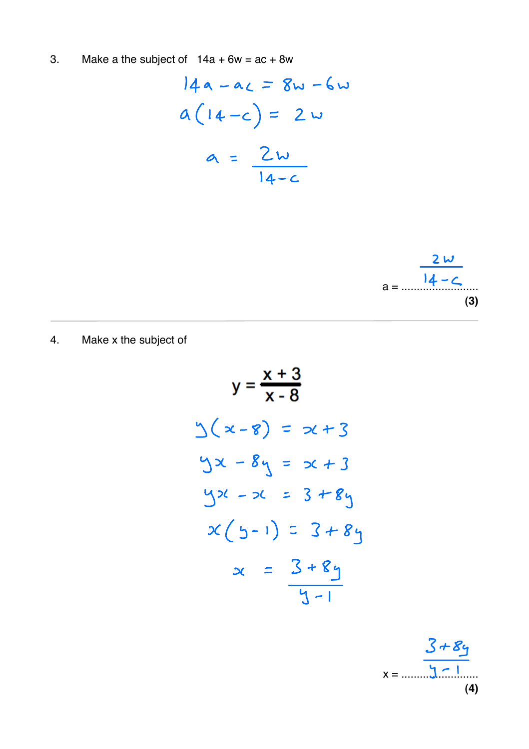3. Make a the subject of $14a + 6w = ac + 8w$

$$14a - ac = 8w - 6w$$

$$a(14 - c) = 2w$$

$$a = \frac{2w}{14 - c}$$

a = $\frac{2w}{14-c}$ ..........................

**(3)**

---

4. Make x the subject of

$$y = \frac{x + 3}{x - 8}$$

$$y(x - 8) = x + 3$$

$$yx - 8y = x + 3$$

$$yx - x = 3 + 8y$$

$$x(y - 1) = 3 + 8y$$

$$x = \frac{3 + 8y}{y - 1}$$

x = $\frac{3+8y}{y-1}$ ..........................

**(4)**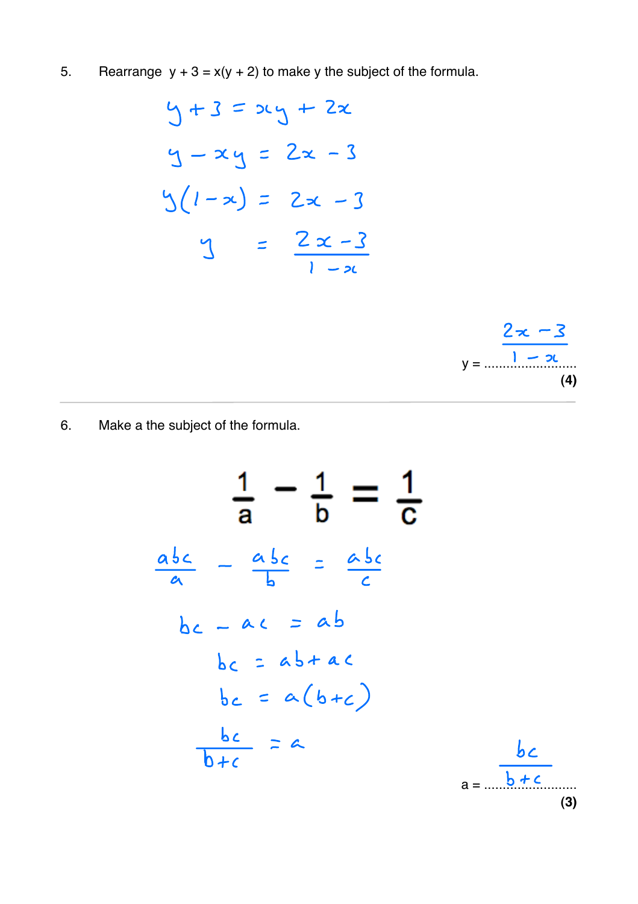5. Rearrange $y + 3 = x(y + 2)$ to make $y$ the subject of the formula.

$$y + 3 = xy + 2x$$

$$y - xy = 2x - 3$$

$$y(1 - x) = 2x - 3$$

$$y = \frac{2x - 3}{1 - x}$$

$y = \frac{2x-3}{1-x}$

**(4)**

---

6. Make $a$ the subject of the formula.

$$\frac{1}{a} - \frac{1}{b} = \frac{1}{c}$$

$$\frac{abc}{a} - \frac{abc}{b} = \frac{abc}{c}$$

$$bc - ac = ab$$

$$bc = ab + ac$$

$$bc = a(b + c)$$

$$\frac{bc}{b + c} = a$$

$a = \frac{bc}{b+c}$

**(3)**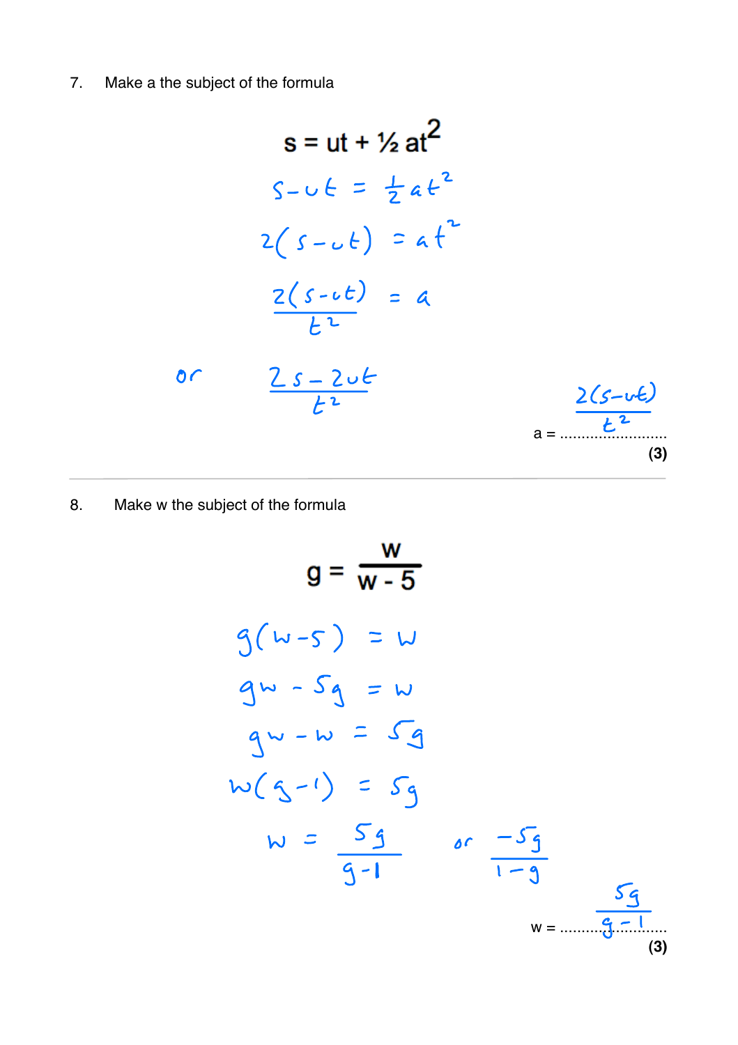7. Make a the subject of the formula

$$s = ut + \frac{1}{2}at^2$$

$$s - ut = \frac{1}{2}at^2$$

$$2(s - ut) = at^2$$

$$\frac{2(s - ut)}{t^2} = a$$

or $\dfrac{2s - 2ut}{t^2}$

a = $\dfrac{2(s-ut)}{t^2}$

**(3)**

---

8. Make w the subject of the formula

$$g = \frac{w}{w - 5}$$

$$g(w - 5) = w$$

$$gw - 5g = w$$

$$gw - w = 5g$$

$$w(g - 1) = 5g$$

$$w = \frac{5g}{g - 1} \quad \text{or} \quad \frac{-5g}{1 - g}$$

w = $\dfrac{5g}{g-1}$

**(3)**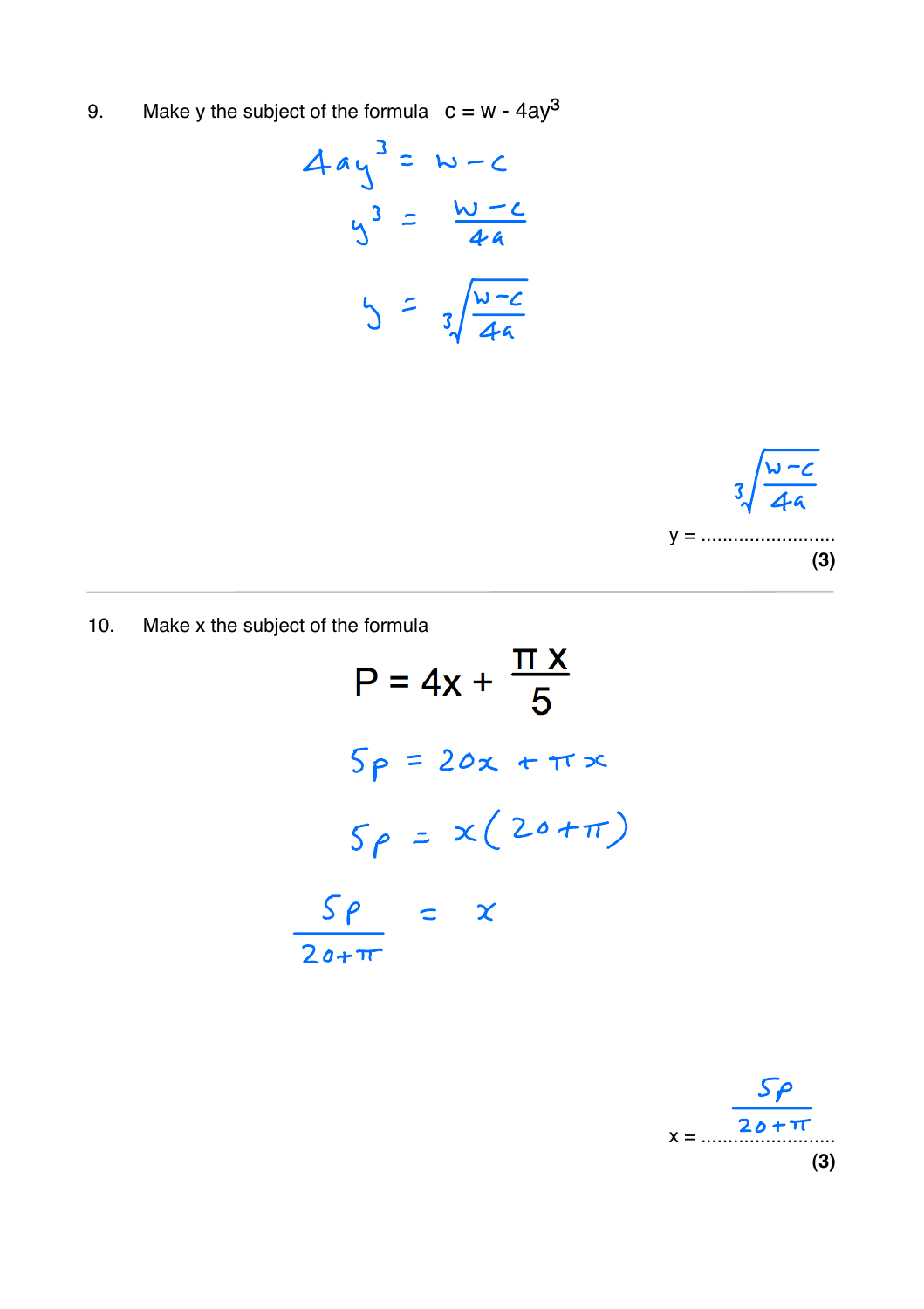9. Make y the subject of the formula $c = w - 4ay^3$

$$4ay^3 = w - c$$

$$y^3 = \frac{w-c}{4a}$$

$$y = \sqrt[3]{\frac{w-c}{4a}}$$

y = $\sqrt[3]{\frac{w-c}{4a}}$

**(3)**

---

10. Make x the subject of the formula

$$P = 4x + \frac{\pi x}{5}$$

$$5p = 20x + \pi x$$

$$5p = x(20 + \pi)$$

$$\frac{5p}{20+\pi} = x$$

x = $\frac{5p}{20+\pi}$

**(3)**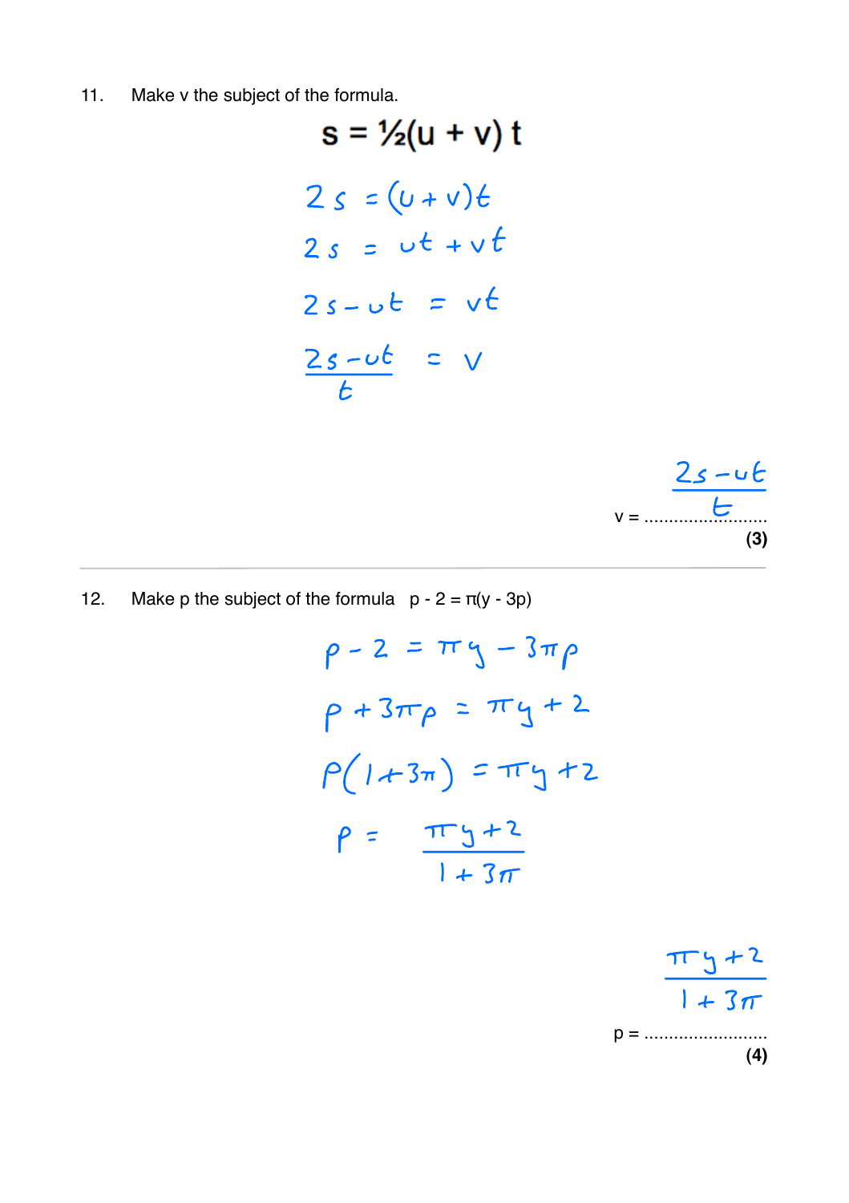11. Make v the subject of the formula.

$$s = \tfrac{1}{2}(u + v)\,t$$

$$2s = (u + v)t$$

$$2s = ut + vt$$

$$2s - ut = vt$$

$$\frac{2s - ut}{t} = v$$

v = $\dfrac{2s - ut}{t}$

**(3)**

---

12. Make p the subject of the formula $p - 2 = \pi(y - 3p)$

$$p - 2 = \pi y - 3\pi p$$

$$p + 3\pi p = \pi y + 2$$

$$p(1 + 3\pi) = \pi y + 2$$

$$p = \frac{\pi y + 2}{1 + 3\pi}$$

p = $\dfrac{\pi y + 2}{1 + 3\pi}$

**(4)**